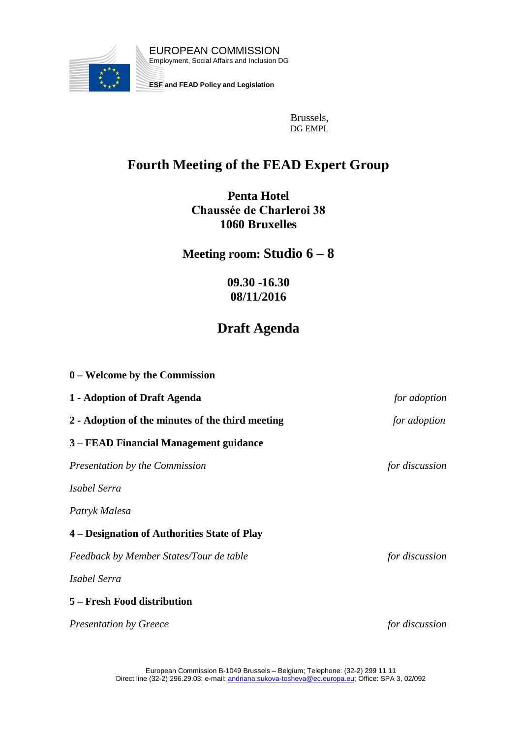EUROPEAN COMMISSION
Employment, Social Affairs and Inclusion DG

**ESF and FEAD Policy and Legislation**

Brussels,
DG EMPL

# Fourth Meeting of the FEAD Expert Group

## Penta Hotel
## Chaussée de Charleroi 38
## 1060 Bruxelles

## Meeting room: Studio 6 – 8

**09.30 -16.30**
**08/11/2016**

# Draft Agenda

**0 – Welcome by the Commission**

**1 - Adoption of Draft Agenda** — *for adoption*

**2 - Adoption of the minutes of the third meeting** — *for adoption*

**3 – FEAD Financial Management guidance**

*Presentation by the Commission* — *for discussion*

*Isabel Serra*

*Patryk Malesa*

**4 – Designation of Authorities State of Play**

*Feedback by Member States/Tour de table* — *for discussion*

*Isabel Serra*

**5 – Fresh Food distribution**

*Presentation by Greece* — *for discussion*

European Commission B-1049 Brussels – Belgium; Telephone: (32-2) 299 11 11
Direct line (32-2) 296.29.03; e-mail: andriana.sukova-tosheva@ec.europa.eu; Office: SPA 3, 02/092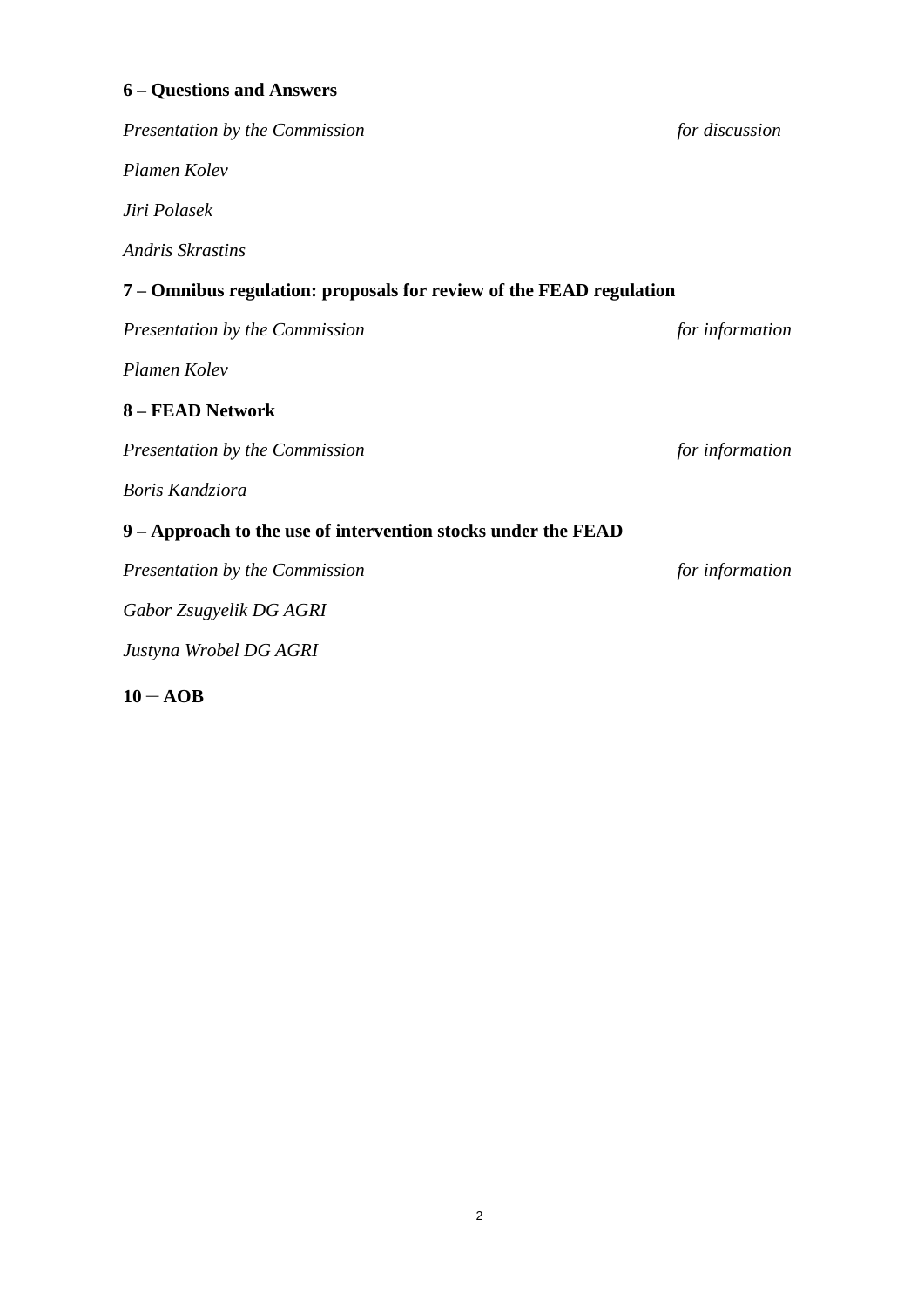**6 – Questions and Answers**

*Presentation by the Commission* *for discussion*

*Plamen Kolev*

*Jiri Polasek*

*Andris Skrastins*

**7 – Omnibus regulation: proposals for review of the FEAD regulation**

*Presentation by the Commission* *for information*

*Plamen Kolev*

**8 – FEAD Network**

*Presentation by the Commission* *for information*

*Boris Kandziora*

**9 – Approach to the use of intervention stocks under the FEAD**

*Presentation by the Commission* *for information*

*Gabor Zsugyelik DG AGRI*

*Justyna Wrobel DG AGRI*

**10 – AOB**